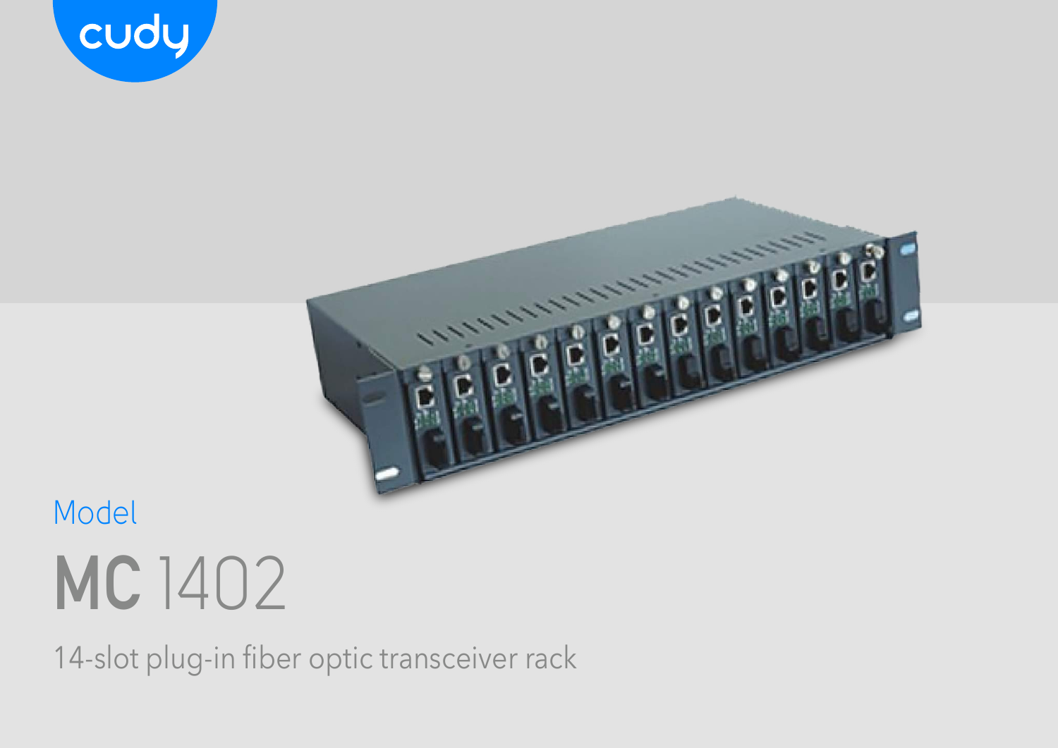cudy

Model

# MC 1402

14-slot plug-in fiber optic transceiver rack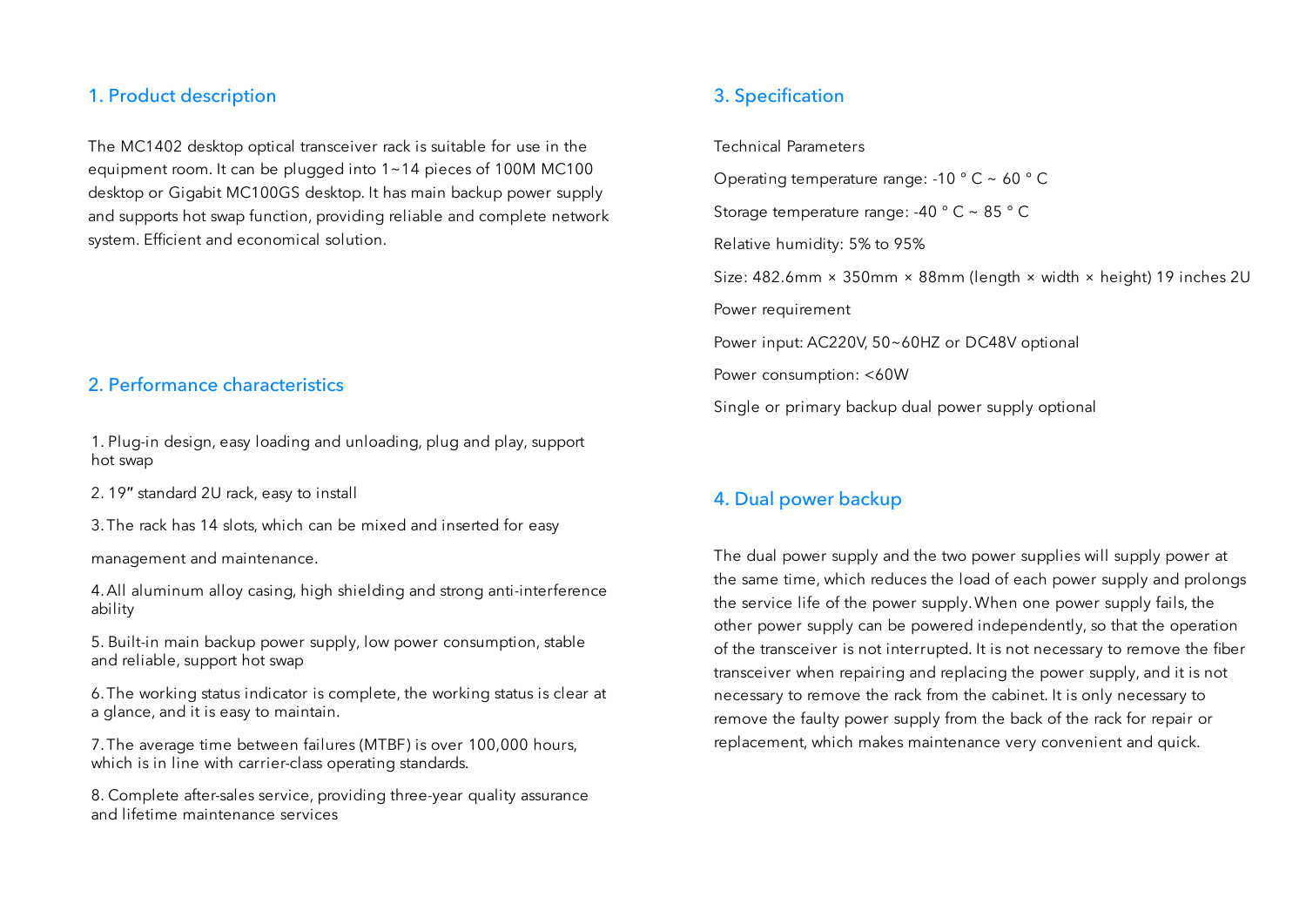## 1. Product description

The MC1402 desktop optical transceiver rack is suitable for use in the equipment room. It can be plugged into 1~14 pieces of 100M MC100 desktop or Gigabit MC100GS desktop. It has main backup power supply and supports hot swap function, providing reliable and complete network system. Efficient and economical solution.

## 2. Performance characteristics

1. Plug-in design, easy loading and unloading, plug and play, support hot swap
2. 19" standard 2U rack, easy to install
3. The rack has 14 slots, which can be mixed and inserted for easy management and maintenance.
4. All aluminum alloy casing, high shielding and strong anti-interference ability
5. Built-in main backup power supply, low power consumption, stable and reliable, support hot swap
6. The working status indicator is complete, the working status is clear at a glance, and it is easy to maintain.
7. The average time between failures (MTBF) is over 100,000 hours, which is in line with carrier-class operating standards.
8. Complete after-sales service, providing three-year quality assurance and lifetime maintenance services

## 3. Specification

Technical Parameters

Operating temperature range: -10 ° C ~ 60 ° C

Storage temperature range: -40 ° C ~ 85 ° C

Relative humidity: 5% to 95%

Size: 482.6mm × 350mm × 88mm (length × width × height) 19 inches 2U

Power requirement

Power input: AC220V, 50~60HZ or DC48V optional

Power consumption: <60W

Single or primary backup dual power supply optional

## 4. Dual power backup

The dual power supply and the two power supplies will supply power at the same time, which reduces the load of each power supply and prolongs the service life of the power supply. When one power supply fails, the other power supply can be powered independently, so that the operation of the transceiver is not interrupted. It is not necessary to remove the fiber transceiver when repairing and replacing the power supply, and it is not necessary to remove the rack from the cabinet. It is only necessary to remove the faulty power supply from the back of the rack for repair or replacement, which makes maintenance very convenient and quick.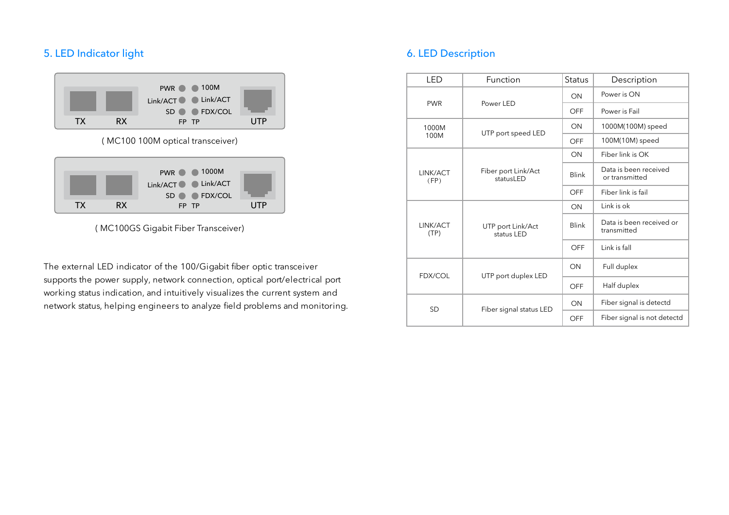## 5. LED Indicator light

TX RX PWR Link/ACT SD FP TP 100M Link/ACT FDX/COL UTP

( MC100 100M optical transceiver)

TX RX PWR Link/ACT SD FP TP 1000M Link/ACT FDX/COL UTP

( MC100GS Gigabit Fiber Transceiver)

The external LED indicator of the 100/Gigabit fiber optic transceiver supports the power supply, network connection, optical port/electrical port working status indication, and intuitively visualizes the current system and network status, helping engineers to analyze field problems and monitoring.

## 6. LED Description

| LED | Function | Status | Description |
|---|---|---|---|
| PWR | Power LED | ON | Power is ON |
| | | OFF | Power is Fail |
| 1000M 100M | UTP port speed LED | ON | 1000M(100M) speed |
| | | OFF | 100M(10M) speed |
| LINK/ACT (FP) | Fiber port Link/Act statusLED | ON | Fiber link is OK |
| | | Blink | Data is been received or transmitted |
| | | OFF | Fiber link is fail |
| LINK/ACT (TP) | UTP port Link/Act status LED | ON | Link is ok |
| | | Blink | Data is been received or transmitted |
| | | OFF | Link is fall |
| FDX/COL | UTP port duplex LED | ON | Full duplex |
| | | OFF | Half duplex |
| SD | Fiber signal status LED | ON | Fiber signal is detectd |
| | | OFF | Fiber signal is not detectd |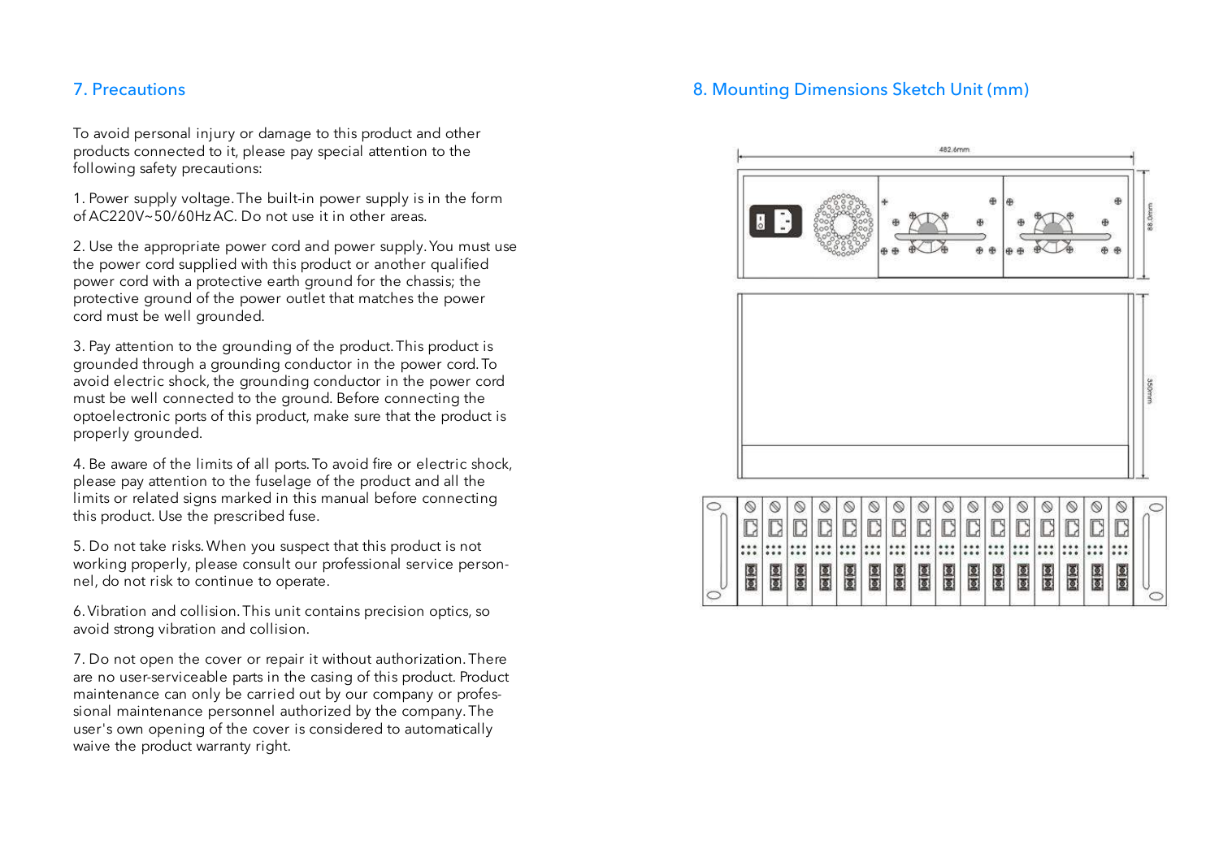## 7. Precautions

To avoid personal injury or damage to this product and other products connected to it, please pay special attention to the following safety precautions:

1. Power supply voltage. The built-in power supply is in the form of AC220V~50/60Hz AC. Do not use it in other areas.

2. Use the appropriate power cord and power supply. You must use the power cord supplied with this product or another qualified power cord with a protective earth ground for the chassis; the protective ground of the power outlet that matches the power cord must be well grounded.

3. Pay attention to the grounding of the product. This product is grounded through a grounding conductor in the power cord. To avoid electric shock, the grounding conductor in the power cord must be well connected to the ground. Before connecting the optoelectronic ports of this product, make sure that the product is properly grounded.

4. Be aware of the limits of all ports. To avoid fire or electric shock, please pay attention to the fuselage of the product and all the limits or related signs marked in this manual before connecting this product. Use the prescribed fuse.

5. Do not take risks. When you suspect that this product is not working properly, please consult our professional service personnel, do not risk to continue to operate.

6. Vibration and collision. This unit contains precision optics, so avoid strong vibration and collision.

7. Do not open the cover or repair it without authorization. There are no user-serviceable parts in the casing of this product. Product maintenance can only be carried out by our company or professional maintenance personnel authorized by the company. The user's own opening of the cover is considered to automatically waive the product warranty right.

## 8. Mounting Dimensions Sketch Unit (mm)

482.6mm

88.0mm

350mm